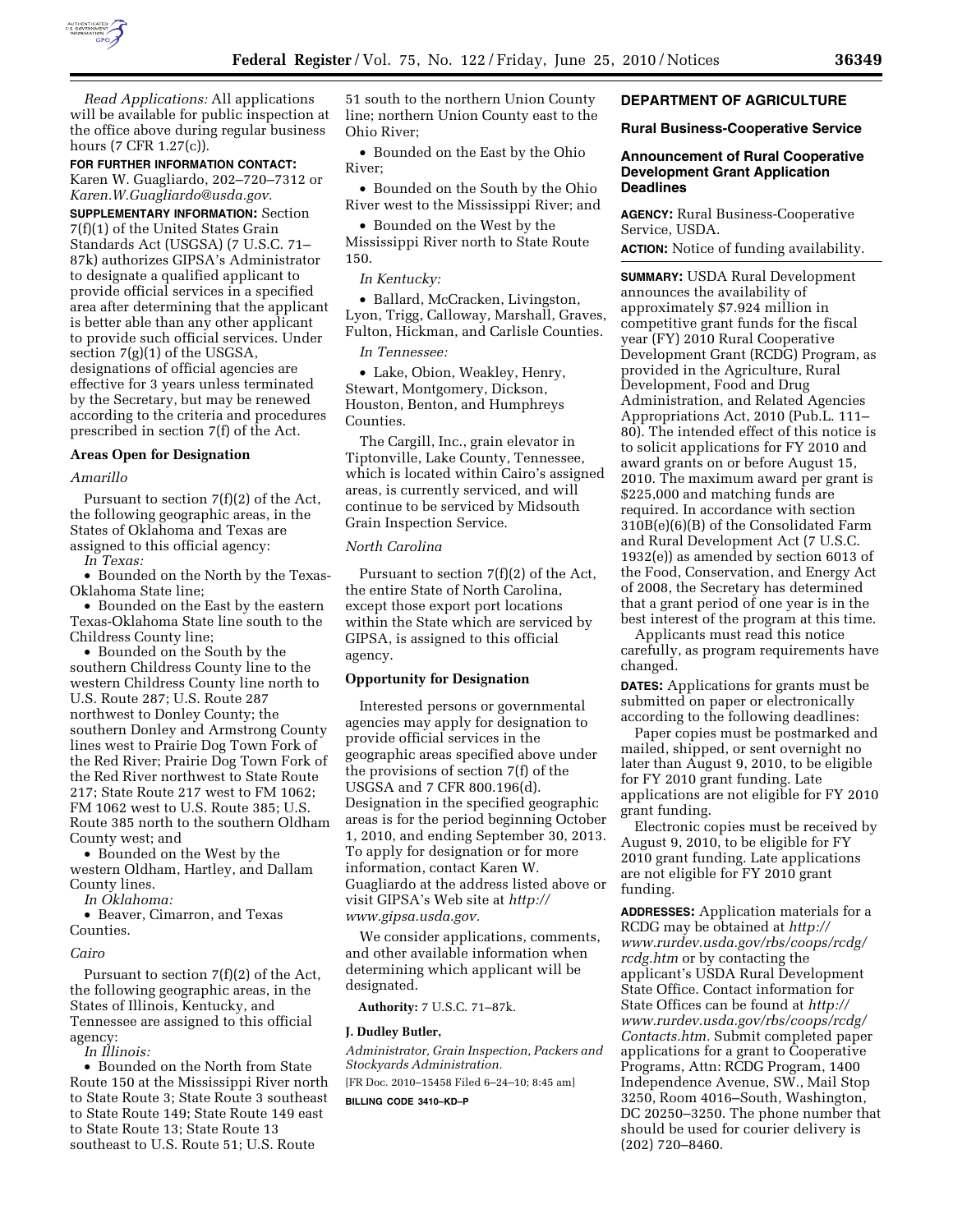*Read Applications:* All applications will be available for public inspection at the office above during regular business hours (7 CFR 1.27(c)).

**FOR FURTHER INFORMATION CONTACT:** Karen W. Guagliardo, 202–720–7312 or *Karen.W.Guagliardo@usda.gov.*

**SUPPLEMENTARY INFORMATION:** Section 7(f)(1) of the United States Grain Standards Act (USGSA) (7 U.S.C. 71–87k) authorizes GIPSA's Administrator to designate a qualified applicant to provide official services in a specified area after determining that the applicant is better able than any other applicant to provide such official services. Under section 7(g)(1) of the USGSA, designations of official agencies are effective for 3 years unless terminated by the Secretary, but may be renewed according to the criteria and procedures prescribed in section 7(f) of the Act.

## Areas Open for Designation

*Amarillo*

Pursuant to section 7(f)(2) of the Act, the following geographic areas, in the States of Oklahoma and Texas are assigned to this official agency:

*In Texas:*

- Bounded on the North by the Texas-Oklahoma State line;
- Bounded on the East by the eastern Texas-Oklahoma State line south to the Childress County line;
- Bounded on the South by the southern Childress County line to the western Childress County line north to U.S. Route 287; U.S. Route 287 northwest to Donley County; the southern Donley and Armstrong County lines west to Prairie Dog Town Fork of the Red River; Prairie Dog Town Fork of the Red River northwest to State Route 217; State Route 217 west to FM 1062; FM 1062 west to U.S. Route 385; U.S. Route 385 north to the southern Oldham County west; and
- Bounded on the West by the western Oldham, Hartley, and Dallam County lines.

*In Oklahoma:*

- Beaver, Cimarron, and Texas Counties.

*Cairo*

Pursuant to section 7(f)(2) of the Act, the following geographic areas, in the States of Illinois, Kentucky, and Tennessee are assigned to this official agency:

*In Illinois:*

- Bounded on the North from State Route 150 at the Mississippi River north to State Route 3; State Route 3 southeast to State Route 149; State Route 149 east to State Route 13; State Route 13 southeast to U.S. Route 51; U.S. Route 51 south to the northern Union County line; northern Union County east to the Ohio River;
- Bounded on the East by the Ohio River;
- Bounded on the South by the Ohio River west to the Mississippi River; and
- Bounded on the West by the Mississippi River north to State Route 150.

*In Kentucky:*

- Ballard, McCracken, Livingston, Lyon, Trigg, Calloway, Marshall, Graves, Fulton, Hickman, and Carlisle Counties.

*In Tennessee:*

- Lake, Obion, Weakley, Henry, Stewart, Montgomery, Dickson, Houston, Benton, and Humphreys Counties.

The Cargill, Inc., grain elevator in Tiptonville, Lake County, Tennessee, which is located within Cairo's assigned areas, is currently serviced, and will continue to be serviced by Midsouth Grain Inspection Service.

*North Carolina*

Pursuant to section 7(f)(2) of the Act, the entire State of North Carolina, except those export port locations within the State which are serviced by GIPSA, is assigned to this official agency.

## Opportunity for Designation

Interested persons or governmental agencies may apply for designation to provide official services in the geographic areas specified above under the provisions of section 7(f) of the USGSA and 7 CFR 800.196(d). Designation in the specified geographic areas is for the period beginning October 1, 2010, and ending September 30, 2013. To apply for designation or for more information, contact Karen W. Guagliardo at the address listed above or visit GIPSA's Web site at *http://www.gipsa.usda.gov.*

We consider applications, comments, and other available information when determining which applicant will be designated.

**Authority:** 7 U.S.C. 71–87k.

**J. Dudley Butler,**

*Administrator, Grain Inspection, Packers and Stockyards Administration.*

[FR Doc. 2010–15458 Filed 6–24–10; 8:45 am]

**BILLING CODE 3410–KD–P**

# DEPARTMENT OF AGRICULTURE

## Rural Business-Cooperative Service

## Announcement of Rural Cooperative Development Grant Application Deadlines

**AGENCY:** Rural Business-Cooperative Service, USDA.

**ACTION:** Notice of funding availability.

**SUMMARY:** USDA Rural Development announces the availability of approximately $7.924 million in competitive grant funds for the fiscal year (FY) 2010 Rural Cooperative Development Grant (RCDG) Program, as provided in the Agriculture, Rural Development, Food and Drug Administration, and Related Agencies Appropriations Act, 2010 (Pub.L. 111–80). The intended effect of this notice is to solicit applications for FY 2010 and award grants on or before August 15, 2010. The maximum award per grant is $225,000 and matching funds are required. In accordance with section 310B(e)(6)(B) of the Consolidated Farm and Rural Development Act (7 U.S.C. 1932(e)) as amended by section 6013 of the Food, Conservation, and Energy Act of 2008, the Secretary has determined that a grant period of one year is in the best interest of the program at this time.

Applicants must read this notice carefully, as program requirements have changed.

**DATES:** Applications for grants must be submitted on paper or electronically according to the following deadlines:

Paper copies must be postmarked and mailed, shipped, or sent overnight no later than August 9, 2010, to be eligible for FY 2010 grant funding. Late applications are not eligible for FY 2010 grant funding.

Electronic copies must be received by August 9, 2010, to be eligible for FY 2010 grant funding. Late applications are not eligible for FY 2010 grant funding.

**ADDRESSES:** Application materials for a RCDG may be obtained at *http://www.rurdev.usda.gov/rbs/coops/rcdg/rcdg.htm* or by contacting the applicant's USDA Rural Development State Office. Contact information for State Offices can be found at *http://www.rurdev.usda.gov/rbs/coops/rcdg/Contacts.htm.* Submit completed paper applications for a grant to Cooperative Programs, Attn: RCDG Program, 1400 Independence Avenue, SW., Mail Stop 3250, Room 4016–South, Washington, DC 20250–3250. The phone number that should be used for courier delivery is (202) 720–8460.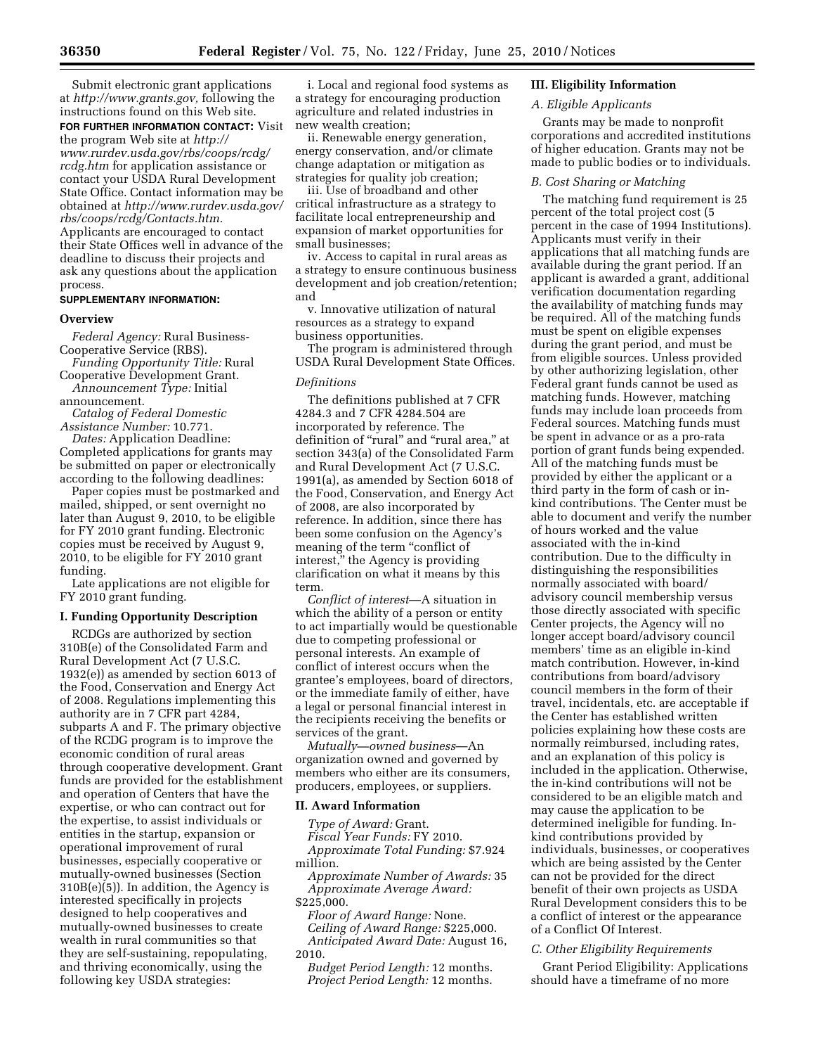Submit electronic grant applications at *http://www.grants.gov,* following the instructions found on this Web site.

**FOR FURTHER INFORMATION CONTACT:** Visit the program Web site at *http://www.rurdev.usda.gov/rbs/coops/rcdg/rcdg.htm* for application assistance or contact your USDA Rural Development State Office. Contact information may be obtained at *http://www.rurdev.usda.gov/rbs/coops/rcdg/Contacts.htm.* Applicants are encouraged to contact their State Offices well in advance of the deadline to discuss their projects and ask any questions about the application process.

**SUPPLEMENTARY INFORMATION:**

### Overview

*Federal Agency:* Rural Business-Cooperative Service (RBS).

*Funding Opportunity Title:* Rural Cooperative Development Grant.

*Announcement Type:* Initial announcement.

*Catalog of Federal Domestic Assistance Number:* 10.771.

*Dates:* Application Deadline: Completed applications for grants may be submitted on paper or electronically according to the following deadlines:

Paper copies must be postmarked and mailed, shipped, or sent overnight no later than August 9, 2010, to be eligible for FY 2010 grant funding. Electronic copies must be received by August 9, 2010, to be eligible for FY 2010 grant funding.

Late applications are not eligible for FY 2010 grant funding.

### I. Funding Opportunity Description

RCDGs are authorized by section 310B(e) of the Consolidated Farm and Rural Development Act (7 U.S.C. 1932(e)) as amended by section 6013 of the Food, Conservation and Energy Act of 2008. Regulations implementing this authority are in 7 CFR part 4284, subparts A and F. The primary objective of the RCDG program is to improve the economic condition of rural areas through cooperative development. Grant funds are provided for the establishment and operation of Centers that have the expertise, or who can contract out for the expertise, to assist individuals or entities in the startup, expansion or operational improvement of rural businesses, especially cooperative or mutually-owned businesses (Section 310B(e)(5)). In addition, the Agency is interested specifically in projects designed to help cooperatives and mutually-owned businesses to create wealth in rural communities so that they are self-sustaining, repopulating, and thriving economically, using the following key USDA strategies:

i. Local and regional food systems as a strategy for encouraging production agriculture and related industries in new wealth creation;

ii. Renewable energy generation, energy conservation, and/or climate change adaptation or mitigation as strategies for quality job creation;

iii. Use of broadband and other critical infrastructure as a strategy to facilitate local entrepreneurship and expansion of market opportunities for small businesses;

iv. Access to capital in rural areas as a strategy to ensure continuous business development and job creation/retention; and

v. Innovative utilization of natural resources as a strategy to expand business opportunities.

The program is administered through USDA Rural Development State Offices.

*Definitions*

The definitions published at 7 CFR 4284.3 and 7 CFR 4284.504 are incorporated by reference. The definition of "rural" and "rural area," at section 343(a) of the Consolidated Farm and Rural Development Act (7 U.S.C. 1991(a), as amended by Section 6018 of the Food, Conservation, and Energy Act of 2008, are also incorporated by reference. In addition, since there has been some confusion on the Agency's meaning of the term "conflict of interest," the Agency is providing clarification on what it means by this term.

*Conflict of interest*—A situation in which the ability of a person or entity to act impartially would be questionable due to competing professional or personal interests. An example of conflict of interest occurs when the grantee's employees, board of directors, or the immediate family of either, have a legal or personal financial interest in the recipients receiving the benefits or services of the grant.

*Mutually—owned business*—An organization owned and governed by members who either are its consumers, producers, employees, or suppliers.

### II. Award Information

*Type of Award:* Grant.

*Fiscal Year Funds:* FY 2010.

*Approximate Total Funding:* $7.924 million.

*Approximate Number of Awards:* 35

*Approximate Average Award:* $225,000.

*Floor of Award Range:* None.

*Ceiling of Award Range:* $225,000.

*Anticipated Award Date:* August 16, 2010.

*Budget Period Length:* 12 months.

*Project Period Length:* 12 months.

### III. Eligibility Information

*A. Eligible Applicants*

Grants may be made to nonprofit corporations and accredited institutions of higher education. Grants may not be made to public bodies or to individuals.

*B. Cost Sharing or Matching*

The matching fund requirement is 25 percent of the total project cost (5 percent in the case of 1994 Institutions). Applicants must verify in their applications that all matching funds are available during the grant period. If an applicant is awarded a grant, additional verification documentation regarding the availability of matching funds may be required. All of the matching funds must be spent on eligible expenses during the grant period, and must be from eligible sources. Unless provided by other authorizing legislation, other Federal grant funds cannot be used as matching funds. However, matching funds may include loan proceeds from Federal sources. Matching funds must be spent in advance or as a pro-rata portion of grant funds being expended. All of the matching funds must be provided by either the applicant or a third party in the form of cash or in-kind contributions. The Center must be able to document and verify the number of hours worked and the value associated with the in-kind contribution. Due to the difficulty in distinguishing the responsibilities normally associated with board/advisory council membership versus those directly associated with specific Center projects, the Agency will no longer accept board/advisory council members' time as an eligible in-kind match contribution. However, in-kind contributions from board/advisory council members in the form of their travel, incidentals, etc. are acceptable if the Center has established written policies explaining how these costs are normally reimbursed, including rates, and an explanation of this policy is included in the application. Otherwise, the in-kind contributions will not be considered to be an eligible match and may cause the application to be determined ineligible for funding. In-kind contributions provided by individuals, businesses, or cooperatives which are being assisted by the Center can not be provided for the direct benefit of their own projects as USDA Rural Development considers this to be a conflict of interest or the appearance of a Conflict Of Interest.

*C. Other Eligibility Requirements*

Grant Period Eligibility: Applications should have a timeframe of no more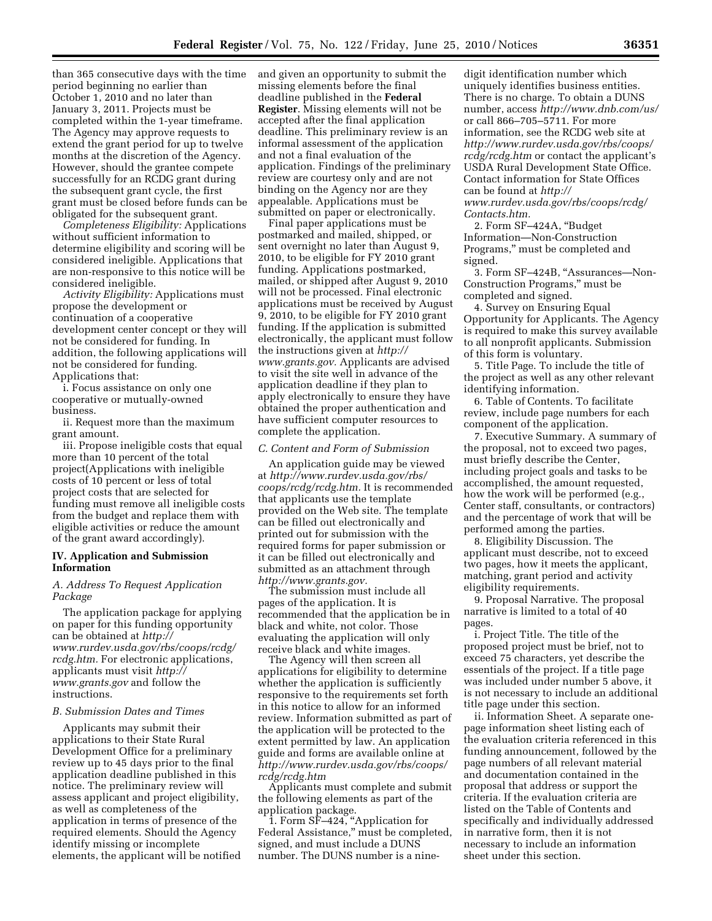than 365 consecutive days with the time period beginning no earlier than October 1, 2010 and no later than January 3, 2011. Projects must be completed within the 1-year timeframe. The Agency may approve requests to extend the grant period for up to twelve months at the discretion of the Agency. However, should the grantee compete successfully for an RCDG grant during the subsequent grant cycle, the first grant must be closed before funds can be obligated for the subsequent grant.

*Completeness Eligibility:* Applications without sufficient information to determine eligibility and scoring will be considered ineligible. Applications that are non-responsive to this notice will be considered ineligible.

*Activity Eligibility:* Applications must propose the development or continuation of a cooperative development center concept or they will not be considered for funding. In addition, the following applications will not be considered for funding. Applications that:

i. Focus assistance on only one cooperative or mutually-owned business.

ii. Request more than the maximum grant amount.

iii. Propose ineligible costs that equal more than 10 percent of the total project(Applications with ineligible costs of 10 percent or less of total project costs that are selected for funding must remove all ineligible costs from the budget and replace them with eligible activities or reduce the amount of the grant award accordingly).

## IV. Application and Submission Information

### *A. Address To Request Application Package*

The application package for applying on paper for this funding opportunity can be obtained at *http://www.rurdev.usda.gov/rbs/coops/rcdg/rcdg.htm.* For electronic applications, applicants must visit *http://www.grants.gov* and follow the instructions.

### *B. Submission Dates and Times*

Applicants may submit their applications to their State Rural Development Office for a preliminary review up to 45 days prior to the final application deadline published in this notice. The preliminary review will assess applicant and project eligibility, as well as completeness of the application in terms of presence of the required elements. Should the Agency identify missing or incomplete elements, the applicant will be notified and given an opportunity to submit the missing elements before the final deadline published in the **Federal Register**. Missing elements will not be accepted after the final application deadline. This preliminary review is an informal assessment of the application and not a final evaluation of the application. Findings of the preliminary review are courtesy only and are not binding on the Agency nor are they appealable. Applications must be submitted on paper or electronically.

Final paper applications must be postmarked and mailed, shipped, or sent overnight no later than August 9, 2010, to be eligible for FY 2010 grant funding. Applications postmarked, mailed, or shipped after August 9, 2010 will not be processed. Final electronic applications must be received by August 9, 2010, to be eligible for FY 2010 grant funding. If the application is submitted electronically, the applicant must follow the instructions given at *http://www.grants.gov.* Applicants are advised to visit the site well in advance of the application deadline if they plan to apply electronically to ensure they have obtained the proper authentication and have sufficient computer resources to complete the application.

### *C. Content and Form of Submission*

An application guide may be viewed at *http://www.rurdev.usda.gov/rbs/coops/rcdg/rcdg.htm.* It is recommended that applicants use the template provided on the Web site. The template can be filled out electronically and printed out for submission with the required forms for paper submission or it can be filled out electronically and submitted as an attachment through *http://www.grants.gov.*

The submission must include all pages of the application. It is recommended that the application be in black and white, not color. Those evaluating the application will only receive black and white images.

The Agency will then screen all applications for eligibility to determine whether the application is sufficiently responsive to the requirements set forth in this notice to allow for an informed review. Information submitted as part of the application will be protected to the extent permitted by law. An application guide and forms are available online at *http://www.rurdev.usda.gov/rbs/coops/rcdg/rcdg.htm*

Applicants must complete and submit the following elements as part of the application package.

1. Form SF–424, "Application for Federal Assistance," must be completed, signed, and must include a DUNS number. The DUNS number is a nine-digit identification number which uniquely identifies business entities. There is no charge. To obtain a DUNS number, access *http://www.dnb.com/us/* or call 866–705–5711. For more information, see the RCDG web site at *http://www.rurdev.usda.gov/rbs/coops/rcdg/rcdg.htm* or contact the applicant's USDA Rural Development State Office. Contact information for State Offices can be found at *http://www.rurdev.usda.gov/rbs/coops/rcdg/Contacts.htm.*

2. Form SF–424A, "Budget Information—Non-Construction Programs," must be completed and signed.

3. Form SF–424B, "Assurances—Non-Construction Programs," must be completed and signed.

4. Survey on Ensuring Equal Opportunity for Applicants. The Agency is required to make this survey available to all nonprofit applicants. Submission of this form is voluntary.

5. Title Page. To include the title of the project as well as any other relevant identifying information.

6. Table of Contents. To facilitate review, include page numbers for each component of the application.

7. Executive Summary. A summary of the proposal, not to exceed two pages, must briefly describe the Center, including project goals and tasks to be accomplished, the amount requested, how the work will be performed (e.g., Center staff, consultants, or contractors) and the percentage of work that will be performed among the parties.

8. Eligibility Discussion. The applicant must describe, not to exceed two pages, how it meets the applicant, matching, grant period and activity eligibility requirements.

9. Proposal Narrative. The proposal narrative is limited to a total of 40 pages.

i. Project Title. The title of the proposed project must be brief, not to exceed 75 characters, yet describe the essentials of the project. If a title page was included under number 5 above, it is not necessary to include an additional title page under this section.

ii. Information Sheet. A separate one-page information sheet listing each of the evaluation criteria referenced in this funding announcement, followed by the page numbers of all relevant material and documentation contained in the proposal that address or support the criteria. If the evaluation criteria are listed on the Table of Contents and specifically and individually addressed in narrative form, then it is not necessary to include an information sheet under this section.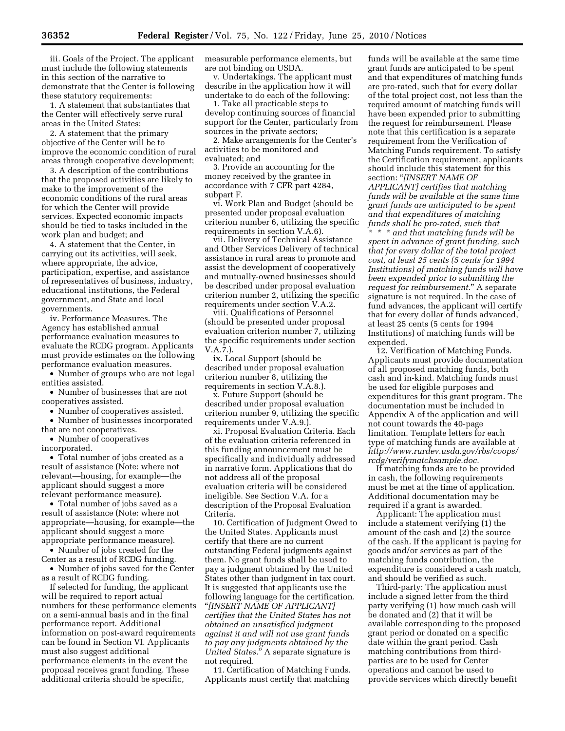iii. Goals of the Project. The applicant must include the following statements in this section of the narrative to demonstrate that the Center is following these statutory requirements:

1. A statement that substantiates that the Center will effectively serve rural areas in the United States;

2. A statement that the primary objective of the Center will be to improve the economic condition of rural areas through cooperative development;

3. A description of the contributions that the proposed activities are likely to make to the improvement of the economic conditions of the rural areas for which the Center will provide services. Expected economic impacts should be tied to tasks included in the work plan and budget; and

4. A statement that the Center, in carrying out its activities, will seek, where appropriate, the advice, participation, expertise, and assistance of representatives of business, industry, educational institutions, the Federal government, and State and local governments.

iv. Performance Measures. The Agency has established annual performance evaluation measures to evaluate the RCDG program. Applicants must provide estimates on the following performance evaluation measures.

- Number of groups who are not legal entities assisted.
- Number of businesses that are not cooperatives assisted.
- Number of cooperatives assisted.
- Number of businesses incorporated that are not cooperatives.
- Number of cooperatives incorporated.
- Total number of jobs created as a result of assistance (Note: where not relevant—housing, for example—the applicant should suggest a more relevant performance measure).
- Total number of jobs saved as a result of assistance (Note: where not appropriate—housing, for example—the applicant should suggest a more appropriate performance measure).
- Number of jobs created for the Center as a result of RCDG funding.
- Number of jobs saved for the Center as a result of RCDG funding.

If selected for funding, the applicant will be required to report actual numbers for these performance elements on a semi-annual basis and in the final performance report. Additional information on post-award requirements can be found in Section VI. Applicants must also suggest additional performance elements in the event the proposal receives grant funding. These additional criteria should be specific, measurable performance elements, but are not binding on USDA.

v. Undertakings. The applicant must describe in the application how it will undertake to do each of the following:

1. Take all practicable steps to develop continuing sources of financial support for the Center, particularly from sources in the private sectors;

2. Make arrangements for the Center's activities to be monitored and evaluated; and

3. Provide an accounting for the money received by the grantee in accordance with 7 CFR part 4284, subpart F.

vi. Work Plan and Budget (should be presented under proposal evaluation criterion number 6, utilizing the specific requirements in section V.A.6).

vii. Delivery of Technical Assistance and Other Services Delivery of technical assistance in rural areas to promote and assist the development of cooperatively and mutually-owned businesses should be described under proposal evaluation criterion number 2, utilizing the specific requirements under section V.A.2.

viii. Qualifications of Personnel (should be presented under proposal evaluation criterion number 7, utilizing the specific requirements under section V.A.7.).

ix. Local Support (should be described under proposal evaluation criterion number 8, utilizing the requirements in section V.A.8.).

x. Future Support (should be described under proposal evaluation criterion number 9, utilizing the specific requirements under V.A.9.).

xi. Proposal Evaluation Criteria. Each of the evaluation criteria referenced in this funding announcement must be specifically and individually addressed in narrative form. Applications that do not address all of the proposal evaluation criteria will be considered ineligible. See Section V.A. for a description of the Proposal Evaluation Criteria.

10. Certification of Judgment Owed to the United States. Applicants must certify that there are no current outstanding Federal judgments against them. No grant funds shall be used to pay a judgment obtained by the United States other than judgment in tax court. It is suggested that applicants use the following language for the certification. "*[INSERT NAME OF APPLICANT] certifies that the United States has not obtained an unsatisfied judgment against it and will not use grant funds to pay any judgments obtained by the United States.*" A separate signature is not required.

11. Certification of Matching Funds. Applicants must certify that matching funds will be available at the same time grant funds are anticipated to be spent and that expenditures of matching funds are pro-rated, such that for every dollar of the total project cost, not less than the required amount of matching funds will have been expended prior to submitting the request for reimbursement. Please note that this certification is a separate requirement from the Verification of Matching Funds requirement. To satisfy the Certification requirement, applicants should include this statement for this section: "*[INSERT NAME OF APPLICANT] certifies that matching funds will be available at the same time grant funds are anticipated to be spent and that expenditures of matching funds shall be pro-rated, such that * * * and that matching funds will be spent in advance of grant funding, such that for every dollar of the total project cost, at least 25 cents (5 cents for 1994 Institutions) of matching funds will have been expended prior to submitting the request for reimbursement.*" A separate signature is not required. In the case of fund advances, the applicant will certify that for every dollar of funds advanced, at least 25 cents (5 cents for 1994 Institutions) of matching funds will be expended.

12. Verification of Matching Funds. Applicants must provide documentation of all proposed matching funds, both cash and in-kind. Matching funds must be used for eligible purposes and expenditures for this grant program. The documentation must be included in Appendix A of the application and will not count towards the 40-page limitation. Template letters for each type of matching funds are available at *http://www.rurdev.usda.gov/rbs/coops/rcdg/verifymatchsample.doc.*

If matching funds are to be provided in cash, the following requirements must be met at the time of application. Additional documentation may be required if a grant is awarded.

Applicant: The application must include a statement verifying (1) the amount of the cash and (2) the source of the cash. If the applicant is paying for goods and/or services as part of the matching funds contribution, the expenditure is considered a cash match, and should be verified as such.

Third-party: The application must include a signed letter from the third party verifying (1) how much cash will be donated and (2) that it will be available corresponding to the proposed grant period or donated on a specific date within the grant period. Cash matching contributions from third-parties are to be used for Center operations and cannot be used to provide services which directly benefit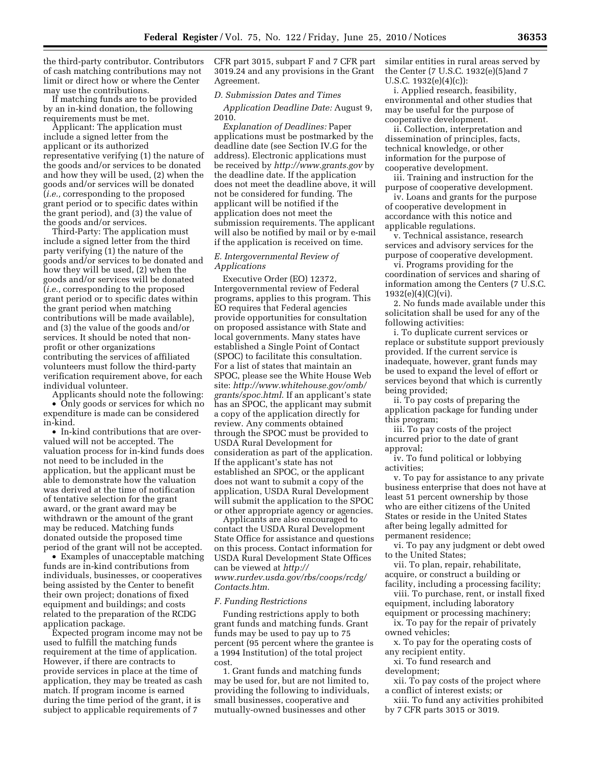the third-party contributor. Contributors of cash matching contributions may not limit or direct how or where the Center may use the contributions.

If matching funds are to be provided by an in-kind donation, the following requirements must be met.

Applicant: The application must include a signed letter from the applicant or its authorized representative verifying (1) the nature of the goods and/or services to be donated and how they will be used, (2) when the goods and/or services will be donated (*i.e.,* corresponding to the proposed grant period or to specific dates within the grant period), and (3) the value of the goods and/or services.

Third-Party: The application must include a signed letter from the third party verifying (1) the nature of the goods and/or services to be donated and how they will be used, (2) when the goods and/or services will be donated (*i.e.,* corresponding to the proposed grant period or to specific dates within the grant period when matching contributions will be made available), and (3) the value of the goods and/or services. It should be noted that non-profit or other organizations contributing the services of affiliated volunteers must follow the third-party verification requirement above, for each individual volunteer.

Applicants should note the following:

- Only goods or services for which no expenditure is made can be considered in-kind.
- In-kind contributions that are over-valued will not be accepted. The valuation process for in-kind funds does not need to be included in the application, but the applicant must be able to demonstrate how the valuation was derived at the time of notification of tentative selection for the grant award, or the grant award may be withdrawn or the amount of the grant may be reduced. Matching funds donated outside the proposed time period of the grant will not be accepted.
- Examples of unacceptable matching funds are in-kind contributions from individuals, businesses, or cooperatives being assisted by the Center to benefit their own project; donations of fixed equipment and buildings; and costs related to the preparation of the RCDG application package.

Expected program income may not be used to fulfill the matching funds requirement at the time of application. However, if there are contracts to provide services in place at the time of application, they may be treated as cash match. If program income is earned during the time period of the grant, it is subject to applicable requirements of 7 CFR part 3015, subpart F and 7 CFR part 3019.24 and any provisions in the Grant Agreement.

### *D. Submission Dates and Times*

*Application Deadline Date:* August 9, 2010.

*Explanation of Deadlines:* Paper applications must be postmarked by the deadline date (see Section IV.G for the address). Electronic applications must be received by *http://www.grants.gov* by the deadline date. If the application does not meet the deadline above, it will not be considered for funding. The applicant will be notified if the application does not meet the submission requirements. The applicant will also be notified by mail or by e-mail if the application is received on time.

### *E. Intergovernmental Review of Applications*

Executive Order (EO) 12372, Intergovernmental review of Federal programs, applies to this program. This EO requires that Federal agencies provide opportunities for consultation on proposed assistance with State and local governments. Many states have established a Single Point of Contact (SPOC) to facilitate this consultation. For a list of states that maintain an SPOC, please see the White House Web site: *http://www.whitehouse.gov/omb/grants/spoc.html*. If an applicant's state has an SPOC, the applicant may submit a copy of the application directly for review. Any comments obtained through the SPOC must be provided to USDA Rural Development for consideration as part of the application. If the applicant's state has not established an SPOC, or the applicant does not want to submit a copy of the application, USDA Rural Development will submit the application to the SPOC or other appropriate agency or agencies.

Applicants are also encouraged to contact the USDA Rural Development State Office for assistance and questions on this process. Contact information for USDA Rural Development State Offices can be viewed at *http://www.rurdev.usda.gov/rbs/coops/rcdg/Contacts.htm*.

### *F. Funding Restrictions*

Funding restrictions apply to both grant funds and matching funds. Grant funds may be used to pay up to 75 percent (95 percent where the grantee is a 1994 Institution) of the total project cost.

1. Grant funds and matching funds may be used for, but are not limited to, providing the following to individuals, small businesses, cooperative and mutually-owned businesses and other similar entities in rural areas served by the Center (7 U.S.C. 1932(e)(5)and 7 U.S.C. 1932(e)(4)(c)):

i. Applied research, feasibility, environmental and other studies that may be useful for the purpose of cooperative development.

ii. Collection, interpretation and dissemination of principles, facts, technical knowledge, or other information for the purpose of cooperative development.

iii. Training and instruction for the purpose of cooperative development.

iv. Loans and grants for the purpose of cooperative development in accordance with this notice and applicable regulations.

v. Technical assistance, research services and advisory services for the purpose of cooperative development.

vi. Programs providing for the coordination of services and sharing of information among the Centers (7 U.S.C. 1932(e)(4)(C)(vi).

2. No funds made available under this solicitation shall be used for any of the following activities:

i. To duplicate current services or replace or substitute support previously provided. If the current service is inadequate, however, grant funds may be used to expand the level of effort or services beyond that which is currently being provided;

ii. To pay costs of preparing the application package for funding under this program;

iii. To pay costs of the project incurred prior to the date of grant approval;

iv. To fund political or lobbying activities;

v. To pay for assistance to any private business enterprise that does not have at least 51 percent ownership by those who are either citizens of the United States or reside in the United States after being legally admitted for permanent residence;

vi. To pay any judgment or debt owed to the United States;

vii. To plan, repair, rehabilitate, acquire, or construct a building or facility, including a processing facility;

viii. To purchase, rent, or install fixed equipment, including laboratory equipment or processing machinery;

ix. To pay for the repair of privately owned vehicles;

x. To pay for the operating costs of any recipient entity.

xi. To fund research and development;

xii. To pay costs of the project where a conflict of interest exists; or

xiii. To fund any activities prohibited by 7 CFR parts 3015 or 3019.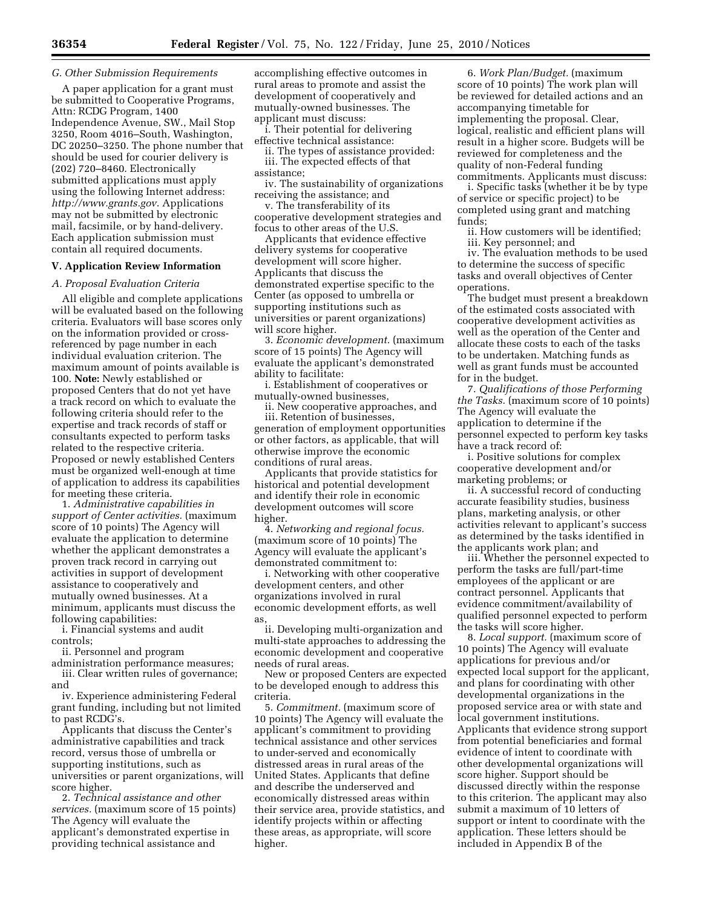*G. Other Submission Requirements*

A paper application for a grant must be submitted to Cooperative Programs, Attn: RCDG Program, 1400 Independence Avenue, SW., Mail Stop 3250, Room 4016–South, Washington, DC 20250–3250. The phone number that should be used for courier delivery is (202) 720–8460. Electronically submitted applications must apply using the following Internet address: *http://www.grants.gov*. Applications may not be submitted by electronic mail, facsimile, or by hand-delivery. Each application submission must contain all required documents.

## V. Application Review Information

*A. Proposal Evaluation Criteria*

All eligible and complete applications will be evaluated based on the following criteria. Evaluators will base scores only on the information provided or cross-referenced by page number in each individual evaluation criterion. The maximum amount of points available is 100. **Note:** Newly established or proposed Centers that do not yet have a track record on which to evaluate the following criteria should refer to the expertise and track records of staff or consultants expected to perform tasks related to the respective criteria. Proposed or newly established Centers must be organized well-enough at time of application to address its capabilities for meeting these criteria.

1. *Administrative capabilities in support of Center activities.* (maximum score of 10 points) The Agency will evaluate the application to determine whether the applicant demonstrates a proven track record in carrying out activities in support of development assistance to cooperatively and mutually owned businesses. At a minimum, applicants must discuss the following capabilities:

i. Financial systems and audit controls;

ii. Personnel and program administration performance measures;

iii. Clear written rules of governance; and

iv. Experience administering Federal grant funding, including but not limited to past RCDG's.

Applicants that discuss the Center's administrative capabilities and track record, versus those of umbrella or supporting institutions, such as universities or parent organizations, will score higher.

2. *Technical assistance and other services.* (maximum score of 15 points) The Agency will evaluate the applicant's demonstrated expertise in providing technical assistance and accomplishing effective outcomes in rural areas to promote and assist the development of cooperatively and mutually-owned businesses. The applicant must discuss:

i. Their potential for delivering effective technical assistance:

ii. The types of assistance provided:

iii. The expected effects of that assistance;

iv. The sustainability of organizations receiving the assistance; and

v. The transferability of its cooperative development strategies and focus to other areas of the U.S.

Applicants that evidence effective delivery systems for cooperative development will score higher. Applicants that discuss the demonstrated expertise specific to the Center (as opposed to umbrella or supporting institutions such as universities or parent organizations) will score higher.

3. *Economic development.* (maximum score of 15 points) The Agency will evaluate the applicant's demonstrated ability to facilitate:

i. Establishment of cooperatives or mutually-owned businesses,

ii. New cooperative approaches, and

iii. Retention of businesses, generation of employment opportunities or other factors, as applicable, that will otherwise improve the economic conditions of rural areas.

Applicants that provide statistics for historical and potential development and identify their role in economic development outcomes will score higher.

4. *Networking and regional focus.* (maximum score of 10 points) The Agency will evaluate the applicant's demonstrated commitment to:

i. Networking with other cooperative development centers, and other organizations involved in rural economic development efforts, as well as,

ii. Developing multi-organization and multi-state approaches to addressing the economic development and cooperative needs of rural areas.

New or proposed Centers are expected to be developed enough to address this criteria.

5. *Commitment.* (maximum score of 10 points) The Agency will evaluate the applicant's commitment to providing technical assistance and other services to under-served and economically distressed areas in rural areas of the United States. Applicants that define and describe the underserved and economically distressed areas within their service area, provide statistics, and identify projects within or affecting these areas, as appropriate, will score higher.

6. *Work Plan/Budget.* (maximum score of 10 points) The work plan will be reviewed for detailed actions and an accompanying timetable for implementing the proposal. Clear, logical, realistic and efficient plans will result in a higher score. Budgets will be reviewed for completeness and the quality of non-Federal funding commitments. Applicants must discuss:

i. Specific tasks (whether it be by type of service or specific project) to be completed using grant and matching funds;

ii. How customers will be identified;

iii. Key personnel; and

iv. The evaluation methods to be used to determine the success of specific tasks and overall objectives of Center operations.

The budget must present a breakdown of the estimated costs associated with cooperative development activities as well as the operation of the Center and allocate these costs to each of the tasks to be undertaken. Matching funds as well as grant funds must be accounted for in the budget.

7. *Qualifications of those Performing the Tasks.* (maximum score of 10 points) The Agency will evaluate the application to determine if the personnel expected to perform key tasks have a track record of:

i. Positive solutions for complex cooperative development and/or marketing problems; or

ii. A successful record of conducting accurate feasibility studies, business plans, marketing analysis, or other activities relevant to applicant's success as determined by the tasks identified in the applicants work plan; and

iii. Whether the personnel expected to perform the tasks are full/part-time employees of the applicant or are contract personnel. Applicants that evidence commitment/availability of qualified personnel expected to perform the tasks will score higher.

8. *Local support.* (maximum score of 10 points) The Agency will evaluate applications for previous and/or expected local support for the applicant, and plans for coordinating with other developmental organizations in the proposed service area or with state and local government institutions. Applicants that evidence strong support from potential beneficiaries and formal evidence of intent to coordinate with other developmental organizations will score higher. Support should be discussed directly within the response to this criterion. The applicant may also submit a maximum of 10 letters of support or intent to coordinate with the application. These letters should be included in Appendix B of the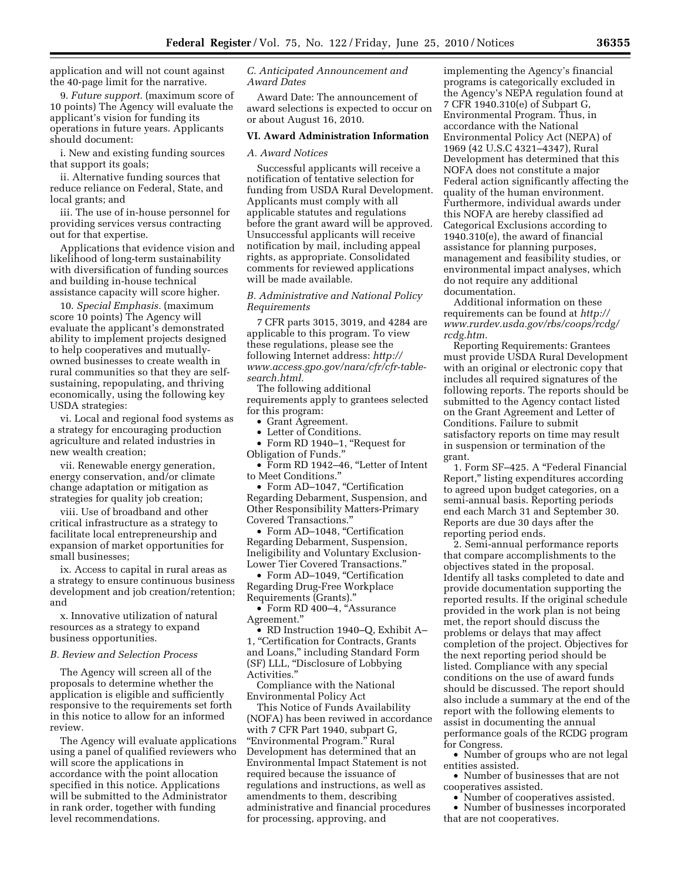application and will not count against the 40-page limit for the narrative.

9. *Future support.* (maximum score of 10 points) The Agency will evaluate the applicant's vision for funding its operations in future years. Applicants should document:

i. New and existing funding sources that support its goals;

ii. Alternative funding sources that reduce reliance on Federal, State, and local grants; and

iii. The use of in-house personnel for providing services versus contracting out for that expertise.

Applications that evidence vision and likelihood of long-term sustainability with diversification of funding sources and building in-house technical assistance capacity will score higher.

10. *Special Emphasis.* (maximum score 10 points) The Agency will evaluate the applicant's demonstrated ability to implement projects designed to help cooperatives and mutually-owned businesses to create wealth in rural communities so that they are self-sustaining, repopulating, and thriving economically, using the following key USDA strategies:

vi. Local and regional food systems as a strategy for encouraging production agriculture and related industries in new wealth creation;

vii. Renewable energy generation, energy conservation, and/or climate change adaptation or mitigation as strategies for quality job creation;

viii. Use of broadband and other critical infrastructure as a strategy to facilitate local entrepreneurship and expansion of market opportunities for small businesses;

ix. Access to capital in rural areas as a strategy to ensure continuous business development and job creation/retention; and

x. Innovative utilization of natural resources as a strategy to expand business opportunities.

### *B. Review and Selection Process*

The Agency will screen all of the proposals to determine whether the application is eligible and sufficiently responsive to the requirements set forth in this notice to allow for an informed review.

The Agency will evaluate applications using a panel of qualified reviewers who will score the applications in accordance with the point allocation specified in this notice. Applications will be submitted to the Administrator in rank order, together with funding level recommendations.

### *C. Anticipated Announcement and Award Dates*

Award Date: The announcement of award selections is expected to occur on or about August 16, 2010.

## VI. Award Administration Information

### *A. Award Notices*

Successful applicants will receive a notification of tentative selection for funding from USDA Rural Development. Applicants must comply with all applicable statutes and regulations before the grant award will be approved. Unsuccessful applicants will receive notification by mail, including appeal rights, as appropriate. Consolidated comments for reviewed applications will be made available.

### *B. Administrative and National Policy Requirements*

7 CFR parts 3015, 3019, and 4284 are applicable to this program. To view these regulations, please see the following Internet address: *http://www.access.gpo.gov/nara/cfr/cfr-table-search.html.*

The following additional requirements apply to grantees selected for this program:

- Grant Agreement.
- Letter of Conditions.
- Form RD 1940–1, "Request for Obligation of Funds."
- Form RD 1942–46, "Letter of Intent to Meet Conditions."
- Form AD–1047, "Certification Regarding Debarment, Suspension, and Other Responsibility Matters-Primary Covered Transactions."
- Form AD–1048, "Certification Regarding Debarment, Suspension, Ineligibility and Voluntary Exclusion-Lower Tier Covered Transactions."
- Form AD–1049, "Certification Regarding Drug-Free Workplace Requirements (Grants)."
- Form RD 400–4, "Assurance Agreement."
- RD Instruction 1940–Q, Exhibit A–1, "Certification for Contracts, Grants and Loans," including Standard Form (SF) LLL, "Disclosure of Lobbying Activities."

Compliance with the National Environmental Policy Act

This Notice of Funds Availability (NOFA) has been reviwed in accordance with 7 CFR Part 1940, subpart G, "Environmental Program." Rural Development has determined that an Environmental Impact Statement is not required because the issuance of regulations and instructions, as well as amendments to them, describing administrative and financial procedures for processing, approving, and implementing the Agency's financial programs is categorically excluded in the Agency's NEPA regulation found at 7 CFR 1940.310(e) of Subpart G, Environmental Program. Thus, in accordance with the National Environmental Policy Act (NEPA) of 1969 (42 U.S.C 4321–4347), Rural Development has determined that this NOFA does not constitute a major Federal action significantly affecting the quality of the human environment. Furthermore, individual awards under this NOFA are hereby classified ad Categorical Exclusions according to 1940.310(e), the award of financial assistance for planning purposes, management and feasibility studies, or environmental impact analyses, which do not require any additional documentation.

Additional information on these requirements can be found at *http://www.rurdev.usda.gov/rbs/coops/rcdg/rcdg.htm.*

Reporting Requirements: Grantees must provide USDA Rural Development with an original or electronic copy that includes all required signatures of the following reports. The reports should be submitted to the Agency contact listed on the Grant Agreement and Letter of Conditions. Failure to submit satisfactory reports on time may result in suspension or termination of the grant.

1. Form SF–425. A "Federal Financial Report," listing expenditures according to agreed upon budget categories, on a semi-annual basis. Reporting periods end each March 31 and September 30. Reports are due 30 days after the reporting period ends.

2. Semi-annual performance reports that compare accomplishments to the objectives stated in the proposal. Identify all tasks completed to date and provide documentation supporting the reported results. If the original schedule provided in the work plan is not being met, the report should discuss the problems or delays that may affect completion of the project. Objectives for the next reporting period should be listed. Compliance with any special conditions on the use of award funds should be discussed. The report should also include a summary at the end of the report with the following elements to assist in documenting the annual performance goals of the RCDG program for Congress.

- Number of groups who are not legal entities assisted.
- Number of businesses that are not cooperatives assisted.
- Number of cooperatives assisted.
- Number of businesses incorporated that are not cooperatives.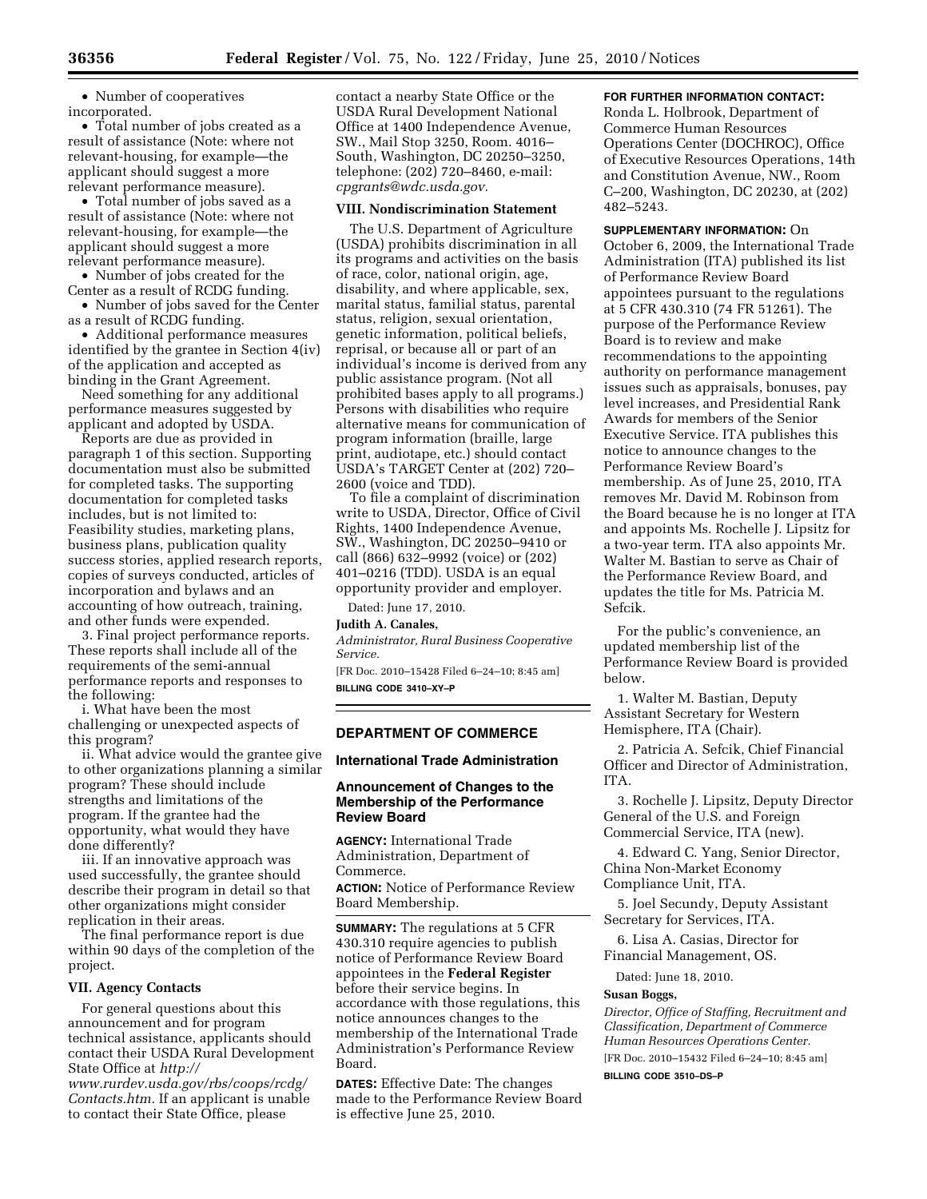• Number of cooperatives incorporated.

• Total number of jobs created as a result of assistance (Note: where not relevant-housing, for example—the applicant should suggest a more relevant performance measure).

• Total number of jobs saved as a result of assistance (Note: where not relevant-housing, for example—the applicant should suggest a more relevant performance measure).

• Number of jobs created for the Center as a result of RCDG funding.

• Number of jobs saved for the Center as a result of RCDG funding.

• Additional performance measures identified by the grantee in Section 4(iv) of the application and accepted as binding in the Grant Agreement.

Need something for any additional performance measures suggested by applicant and adopted by USDA.

Reports are due as provided in paragraph 1 of this section. Supporting documentation must also be submitted for completed tasks. The supporting documentation for completed tasks includes, but is not limited to: Feasibility studies, marketing plans, business plans, publication quality success stories, applied research reports, copies of surveys conducted, articles of incorporation and bylaws and an accounting of how outreach, training, and other funds were expended.

3. Final project performance reports. These reports shall include all of the requirements of the semi-annual performance reports and responses to the following:

i. What have been the most challenging or unexpected aspects of this program?

ii. What advice would the grantee give to other organizations planning a similar program? These should include strengths and limitations of the program. If the grantee had the opportunity, what would they have done differently?

iii. If an innovative approach was used successfully, the grantee should describe their program in detail so that other organizations might consider replication in their areas.

The final performance report is due within 90 days of the completion of the project.

## VII. Agency Contacts

For general questions about this announcement and for program technical assistance, applicants should contact their USDA Rural Development State Office at *http://www.rurdev.usda.gov/rbs/coops/rcdg/Contacts.htm.* If an applicant is unable to contact their State Office, please contact a nearby State Office or the USDA Rural Development National Office at 1400 Independence Avenue, SW., Mail Stop 3250, Room. 4016–South, Washington, DC 20250–3250, telephone: (202) 720–8460, e-mail: *cpgrants@wdc.usda.gov.*

## VIII. Nondiscrimination Statement

The U.S. Department of Agriculture (USDA) prohibits discrimination in all its programs and activities on the basis of race, color, national origin, age, disability, and where applicable, sex, marital status, familial status, parental status, religion, sexual orientation, genetic information, political beliefs, reprisal, or because all or part of an individual's income is derived from any public assistance program. (Not all prohibited bases apply to all programs.) Persons with disabilities who require alternative means for communication of program information (braille, large print, audiotape, etc.) should contact USDA's TARGET Center at (202) 720–2600 (voice and TDD).

To file a complaint of discrimination write to USDA, Director, Office of Civil Rights, 1400 Independence Avenue, SW., Washington, DC 20250–9410 or call (866) 632–9992 (voice) or (202) 401–0216 (TDD). USDA is an equal opportunity provider and employer.

Dated: June 17, 2010.

**Judith A. Canales,**

*Administrator, Rural Business Cooperative Service.*

[FR Doc. 2010–15428 Filed 6–24–10; 8:45 am]

**BILLING CODE 3410–XY–P**

# DEPARTMENT OF COMMERCE

## International Trade Administration

## Announcement of Changes to the Membership of the Performance Review Board

**AGENCY:** International Trade Administration, Department of Commerce.

**ACTION:** Notice of Performance Review Board Membership.

**SUMMARY:** The regulations at 5 CFR 430.310 require agencies to publish notice of Performance Review Board appointees in the **Federal Register** before their service begins. In accordance with those regulations, this notice announces changes to the membership of the International Trade Administration's Performance Review Board.

**DATES:** Effective Date: The changes made to the Performance Review Board is effective June 25, 2010.

**FOR FURTHER INFORMATION CONTACT:** Ronda L. Holbrook, Department of Commerce Human Resources Operations Center (DOCHROC), Office of Executive Resources Operations, 14th and Constitution Avenue, NW., Room C–200, Washington, DC 20230, at (202) 482–5243.

**SUPPLEMENTARY INFORMATION:** On October 6, 2009, the International Trade Administration (ITA) published its list of Performance Review Board appointees pursuant to the regulations at 5 CFR 430.310 (74 FR 51261). The purpose of the Performance Review Board is to review and make recommendations to the appointing authority on performance management issues such as appraisals, bonuses, pay level increases, and Presidential Rank Awards for members of the Senior Executive Service. ITA publishes this notice to announce changes to the Performance Review Board's membership. As of June 25, 2010, ITA removes Mr. David M. Robinson from the Board because he is no longer at ITA and appoints Ms. Rochelle J. Lipsitz for a two-year term. ITA also appoints Mr. Walter M. Bastian to serve as Chair of the Performance Review Board, and updates the title for Ms. Patricia M. Sefcik.

For the public's convenience, an updated membership list of the Performance Review Board is provided below.

1. Walter M. Bastian, Deputy Assistant Secretary for Western Hemisphere, ITA (Chair).

2. Patricia A. Sefcik, Chief Financial Officer and Director of Administration, ITA.

3. Rochelle J. Lipsitz, Deputy Director General of the U.S. and Foreign Commercial Service, ITA (new).

4. Edward C. Yang, Senior Director, China Non-Market Economy Compliance Unit, ITA.

5. Joel Secundy, Deputy Assistant Secretary for Services, ITA.

6. Lisa A. Casias, Director for Financial Management, OS.

Dated: June 18, 2010.

**Susan Boggs,**

*Director, Office of Staffing, Recruitment and Classification, Department of Commerce Human Resources Operations Center.*

[FR Doc. 2010–15432 Filed 6–24–10; 8:45 am]

**BILLING CODE 3510–DS–P**